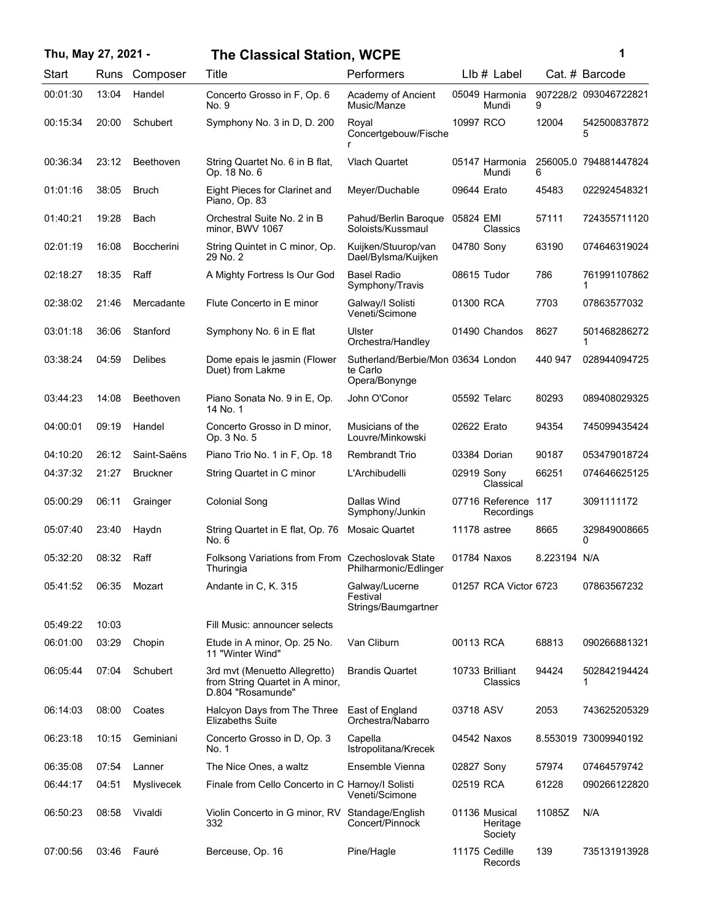# The Classical Station, WCPE

Thu, May 27, 2021 -

| Start | Runs | Composer | Title | Performers | LIb # | Label | Cat. # | Barcode |
|---|---|---|---|---|---|---|---|---|
| 00:01:30 | 13:04 | Handel | Concerto Grosso in F, Op. 6 No. 9 | Academy of Ancient Music/Manze | 05049 | Harmonia Mundi | 907228/29 | 093046722821 |
| 00:15:34 | 20:00 | Schubert | Symphony No. 3 in D, D. 200 | Royal Concertgebouw/Fischer | 10997 | RCO | 12004 | 5425008378725 |
| 00:36:34 | 23:12 | Beethoven | String Quartet No. 6 in B flat, Op. 18 No. 6 | Vlach Quartet | 05147 | Harmonia Mundi | 256005.06 | 794881447824 |
| 01:01:16 | 38:05 | Bruch | Eight Pieces for Clarinet and Piano, Op. 83 | Meyer/Duchable | 09644 | Erato | 45483 | 022924548321 |
| 01:40:21 | 19:28 | Bach | Orchestral Suite No. 2 in B minor, BWV 1067 | Pahud/Berlin Baroque Soloists/Kussmaul | 05824 | EMI Classics | 57111 | 724355711120 |
| 02:01:19 | 16:08 | Boccherini | String Quintet in C minor, Op. 29 No. 2 | Kuijken/Stuurop/van Dael/Bylsma/Kuijken | 04780 | Sony | 63190 | 074646319024 |
| 02:18:27 | 18:35 | Raff | A Mighty Fortress Is Our God | Basel Radio Symphony/Travis | 08615 | Tudor | 786 | 7619911078621 |
| 02:38:02 | 21:46 | Mercadante | Flute Concerto in E minor | Galway/I Solisti Veneti/Scimone | 01300 | RCA | 7703 | 07863577032 |
| 03:01:18 | 36:06 | Stanford | Symphony No. 6 in E flat | Ulster Orchestra/Handley | 01490 | Chandos | 8627 | 5014682862721 |
| 03:38:24 | 04:59 | Delibes | Dome epais le jasmin (Flower Duet) from Lakme | Sutherland/Berbie/Monte Carlo Opera/Bonynge | 03634 | London | 440 947 | 028944094725 |
| 03:44:23 | 14:08 | Beethoven | Piano Sonata No. 9 in E, Op. 14 No. 1 | John O'Conor | 05592 | Telarc | 80293 | 089408029325 |
| 04:00:01 | 09:19 | Handel | Concerto Grosso in D minor, Op. 3 No. 5 | Musicians of the Louvre/Minkowski | 02622 | Erato | 94354 | 745099435424 |
| 04:10:20 | 26:12 | Saint-Saëns | Piano Trio No. 1 in F, Op. 18 | Rembrandt Trio | 03384 | Dorian | 90187 | 053479018724 |
| 04:37:32 | 21:27 | Bruckner | String Quartet in C minor | L'Archibudelli | 02919 | Sony Classical | 66251 | 074646625125 |
| 05:00:29 | 06:11 | Grainger | Colonial Song | Dallas Wind Symphony/Junkin | 07716 | Reference Recordings | 117 | 3091111172 |
| 05:07:40 | 23:40 | Haydn | String Quartet in E flat, Op. 76 No. 6 | Mosaic Quartet | 11178 | astree | 8665 | 3298490086650 |
| 05:32:20 | 08:32 | Raff | Folksong Variations from From Thuringia | Czechoslovak State Philharmonic/Edlinger | 01784 | Naxos | 8.223194 | N/A |
| 05:41:52 | 06:35 | Mozart | Andante in C, K. 315 | Galway/Lucerne Festival Strings/Baumgartner | 01257 | RCA Victor | 6723 | 07863567232 |
| 05:49:22 | 10:03 | | Fill Music: announcer selects | | | | | |
| 06:01:00 | 03:29 | Chopin | Etude in A minor, Op. 25 No. 11 "Winter Wind" | Van Cliburn | 00113 | RCA | 68813 | 090266881321 |
| 06:05:44 | 07:04 | Schubert | 3rd mvt (Menuetto Allegretto) from String Quartet in A minor, D.804 "Rosamunde" | Brandis Quartet | 10733 | Brilliant Classics | 94424 | 5028421944241 |
| 06:14:03 | 08:00 | Coates | Halcyon Days from The Three Elizabeths Suite | East of England Orchestra/Nabarro | 03718 | ASV | 2053 | 743625205329 |
| 06:23:18 | 10:15 | Geminiani | Concerto Grosso in D, Op. 3 No. 1 | Capella Istropolitana/Krecek | 04542 | Naxos | 8.553019 | 73009940192 |
| 06:35:08 | 07:54 | Lanner | The Nice Ones, a waltz | Ensemble Vienna | 02827 | Sony | 57974 | 07464579742 |
| 06:44:17 | 04:51 | Myslivecek | Finale from Cello Concerto in C | Harnoy/I Solisti Veneti/Scimone | 02519 | RCA | 61228 | 090266122820 |
| 06:50:23 | 08:58 | Vivaldi | Violin Concerto in G minor, RV 332 | Standage/English Concert/Pinnock | 01136 | Musical Heritage Society | 11085Z | N/A |
| 07:00:56 | 03:46 | Fauré | Berceuse, Op. 16 | Pine/Hagle | 11175 | Cedille Records | 139 | 735131913928 |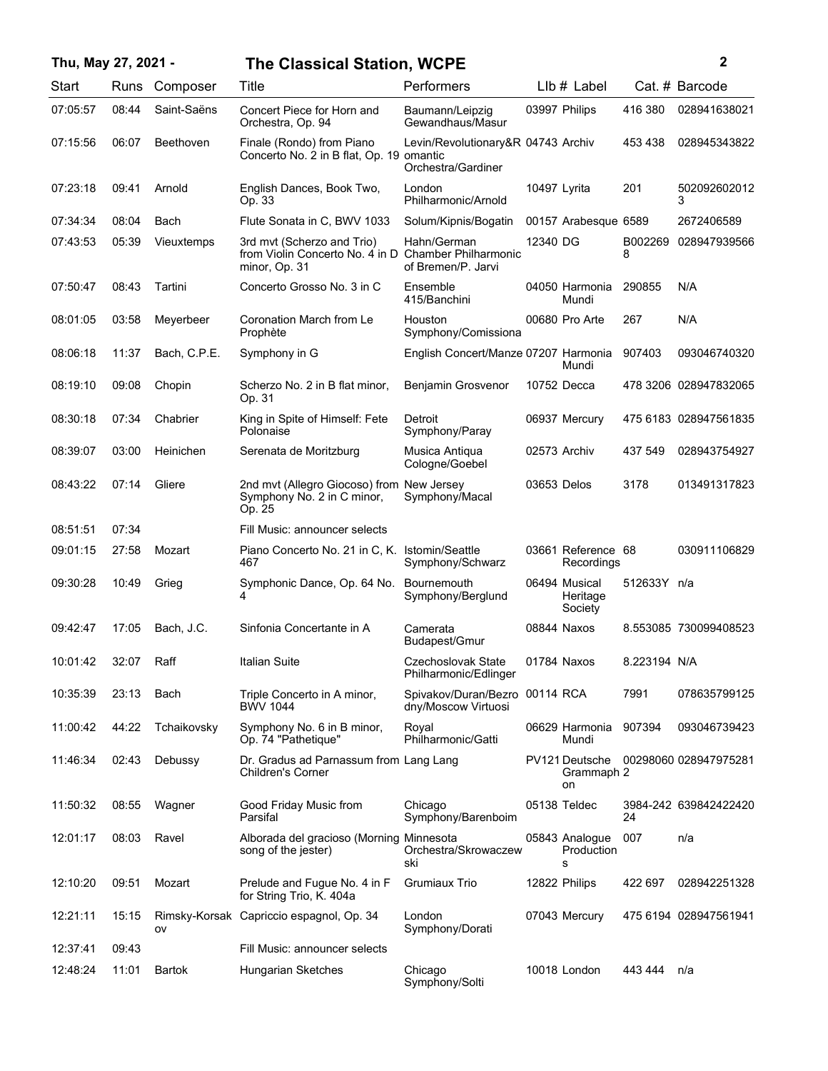## Thu, May 27, 2021 - The Classical Station, WCPE

| Start | Runs | Composer | Title | Performers | Llb # | Label | Cat. # | Barcode |
|---|---|---|---|---|---|---|---|---|
| 07:05:57 | 08:44 | Saint-Saëns | Concert Piece for Horn and Orchestra, Op. 94 | Baumann/Leipzig Gewandhaus/Masur | 03997 | Philips | 416 380 | 028941638021 |
| 07:15:56 | 06:07 | Beethoven | Finale (Rondo) from Piano Concerto No. 2 in B flat, Op. 19 | Levin/Revolutionary&Romantic Orchestra/Gardiner | 04743 | Archiv | 453 438 | 028945343822 |
| 07:23:18 | 09:41 | Arnold | English Dances, Book Two, Op. 33 | London Philharmonic/Arnold | 10497 | Lyrita | 201 | 5020926020123 |
| 07:34:34 | 08:04 | Bach | Flute Sonata in C, BWV 1033 | Solum/Kipnis/Bogatin | 00157 | Arabesque | 6589 | 2672406589 |
| 07:43:53 | 05:39 | Vieuxtemps | 3rd mvt (Scherzo and Trio) from Violin Concerto No. 4 in D minor, Op. 31 | Hahn/German Chamber Philharmonic of Bremen/P. Jarvi | 12340 | DG | B0022698 | 028947939566 |
| 07:50:47 | 08:43 | Tartini | Concerto Grosso No. 3 in C | Ensemble 415/Banchini | 04050 | Harmonia Mundi | 290855 | N/A |
| 08:01:05 | 03:58 | Meyerbeer | Coronation March from Le Prophète | Houston Symphony/Comissiona | 00680 | Pro Arte | 267 | N/A |
| 08:06:18 | 11:37 | Bach, C.P.E. | Symphony in G | English Concert/Manze | 07207 | Harmonia Mundi | 907403 | 093046740320 |
| 08:19:10 | 09:08 | Chopin | Scherzo No. 2 in B flat minor, Op. 31 | Benjamin Grosvenor | 10752 | Decca | 478 3206 | 028947832065 |
| 08:30:18 | 07:34 | Chabrier | King in Spite of Himself: Fete Polonaise | Detroit Symphony/Paray | 06937 | Mercury | 475 6183 | 028947561835 |
| 08:39:07 | 03:00 | Heinichen | Serenata de Moritzburg | Musica Antiqua Cologne/Goebel | 02573 | Archiv | 437 549 | 028943754927 |
| 08:43:22 | 07:14 | Gliere | 2nd mvt (Allegro Giocoso) from Symphony No. 2 in C minor, Op. 25 | New Jersey Symphony/Macal | 03653 | Delos | 3178 | 013491317823 |
| 08:51:51 | 07:34 | | Fill Music: announcer selects | | | | | |
| 09:01:15 | 27:58 | Mozart | Piano Concerto No. 21 in C, K. 467 | Istomin/Seattle Symphony/Schwarz | 03661 | Reference Recordings | 68 | 030911106829 |
| 09:30:28 | 10:49 | Grieg | Symphonic Dance, Op. 64 No. 4 | Bournemouth Symphony/Berglund | 06494 | Musical Heritage Society | 512633Y | n/a |
| 09:42:47 | 17:05 | Bach, J.C. | Sinfonia Concertante in A | Camerata Budapest/Gmur | 08844 | Naxos | 8.553085 | 730099408523 |
| 10:01:42 | 32:07 | Raff | Italian Suite | Czechoslovak State Philharmonic/Edlinger | 01784 | Naxos | 8.223194 | N/A |
| 10:35:39 | 23:13 | Bach | Triple Concerto in A minor, BWV 1044 | Spivakov/Duran/Bezrodny/Moscow Virtuosi | 00114 | RCA | 7991 | 078635799125 |
| 11:00:42 | 44:22 | Tchaikovsky | Symphony No. 6 in B minor, Op. 74 "Pathetique" | Royal Philharmonic/Gatti | 06629 | Harmonia Mundi | 907394 | 093046739423 |
| 11:46:34 | 02:43 | Debussy | Dr. Gradus ad Parnassum from Children's Corner | Lang Lang | PV121 | Deutsche Grammaphon | 002980602 | 028947975281 |
| 11:50:32 | 08:55 | Wagner | Good Friday Music from Parsifal | Chicago Symphony/Barenboim | 05138 | Teldec | 3984-24224 | 639842422420 |
| 12:01:17 | 08:03 | Ravel | Alborada del gracioso (Morning song of the jester) | Minnesota Orchestra/Skrowaczewski | 05843 | Analogue Productions | 007 | n/a |
| 12:10:20 | 09:51 | Mozart | Prelude and Fugue No. 4 in F for String Trio, K. 404a | Grumiaux Trio | 12822 | Philips | 422 697 | 028942251328 |
| 12:21:11 | 15:15 | Rimsky-Korsakov | Capriccio espagnol, Op. 34 | London Symphony/Dorati | 07043 | Mercury | 475 6194 | 028947561941 |
| 12:37:41 | 09:43 | | Fill Music: announcer selects | | | | | |
| 12:48:24 | 11:01 | Bartok | Hungarian Sketches | Chicago Symphony/Solti | 10018 | London | 443 444 | n/a |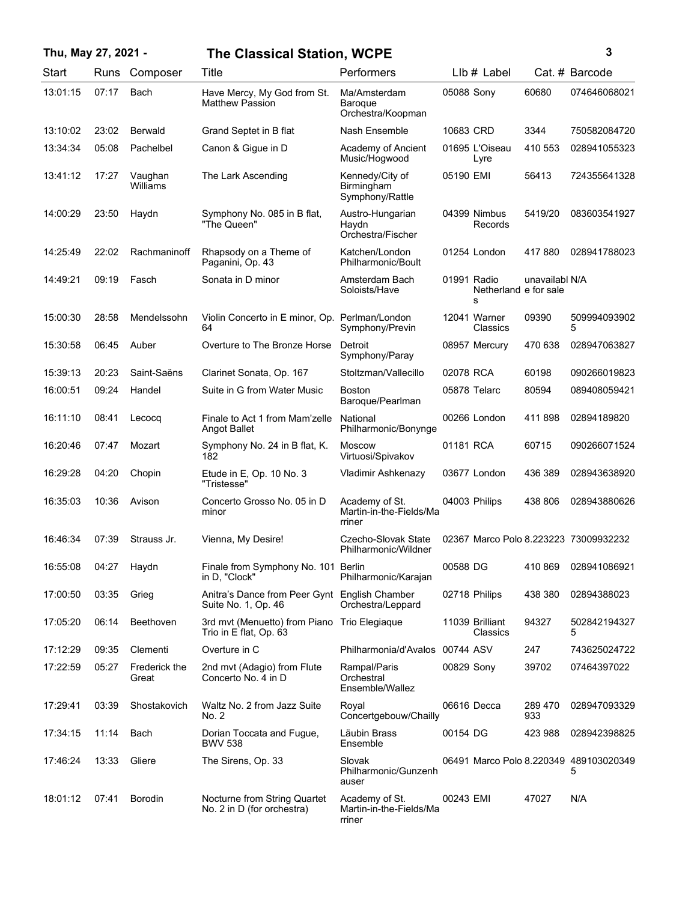**Thu, May 27, 2021 - The Classical Station, WCPE**

| Start | Runs | Composer | Title | Performers | LIb # | Label | Cat. # | Barcode |
|---|---|---|---|---|---|---|---|---|
| 13:01:15 | 07:17 | Bach | Have Mercy, My God from St. Matthew Passion | Ma/Amsterdam Baroque Orchestra/Koopman | 05088 | Sony | 60680 | 074646068021 |
| 13:10:02 | 23:02 | Berwald | Grand Septet in B flat | Nash Ensemble | 10683 | CRD | 3344 | 750582084720 |
| 13:34:34 | 05:08 | Pachelbel | Canon & Gigue in D | Academy of Ancient Music/Hogwood | 01695 | L'Oiseau Lyre | 410 553 | 028941055323 |
| 13:41:12 | 17:27 | Vaughan Williams | The Lark Ascending | Kennedy/City of Birmingham Symphony/Rattle | 05190 | EMI | 56413 | 724355641328 |
| 14:00:29 | 23:50 | Haydn | Symphony No. 085 in B flat, "The Queen" | Austro-Hungarian Haydn Orchestra/Fischer | 04399 | Nimbus Records | 5419/20 | 083603541927 |
| 14:25:49 | 22:02 | Rachmaninoff | Rhapsody on a Theme of Paganini, Op. 43 | Katchen/London Philharmonic/Boult | 01254 | London | 417 880 | 028941788023 |
| 14:49:21 | 09:19 | Fasch | Sonata in D minor | Amsterdam Bach Soloists/Have | 01991 | Radio Netherlands | unavailable for sale | N/A |
| 15:00:30 | 28:58 | Mendelssohn | Violin Concerto in E minor, Op. 64 | Perlman/London Symphony/Previn | 12041 | Warner Classics | 09390 | 5099940939025 |
| 15:30:58 | 06:45 | Auber | Overture to The Bronze Horse | Detroit Symphony/Paray | 08957 | Mercury | 470 638 | 028947063827 |
| 15:39:13 | 20:23 | Saint-Saëns | Clarinet Sonata, Op. 167 | Stoltzman/Vallecillo | 02078 | RCA | 60198 | 090266019823 |
| 16:00:51 | 09:24 | Handel | Suite in G from Water Music | Boston Baroque/Pearlman | 05878 | Telarc | 80594 | 089408059421 |
| 16:11:10 | 08:41 | Lecocq | Finale to Act 1 from Mam'zelle Angot Ballet | National Philharmonic/Bonynge | 00266 | London | 411 898 | 02894189820 |
| 16:20:46 | 07:47 | Mozart | Symphony No. 24 in B flat, K. 182 | Moscow Virtuosi/Spivakov | 01181 | RCA | 60715 | 090266071524 |
| 16:29:28 | 04:20 | Chopin | Etude in E, Op. 10 No. 3 "Tristesse" | Vladimir Ashkenazy | 03677 | London | 436 389 | 028943638920 |
| 16:35:03 | 10:36 | Avison | Concerto Grosso No. 05 in D minor | Academy of St. Martin-in-the-Fields/Marriner | 04003 | Philips | 438 806 | 028943880626 |
| 16:46:34 | 07:39 | Strauss Jr. | Vienna, My Desire! | Czecho-Slovak State Philharmonic/Wildner | 02367 | Marco Polo | 8.223223 | 73009932232 |
| 16:55:08 | 04:27 | Haydn | Finale from Symphony No. 101 in D, "Clock" | Berlin Philharmonic/Karajan | 00588 | DG | 410 869 | 028941086921 |
| 17:00:50 | 03:35 | Grieg | Anitra's Dance from Peer Gynt Suite No. 1, Op. 46 | English Chamber Orchestra/Leppard | 02718 | Philips | 438 380 | 02894388023 |
| 17:05:20 | 06:14 | Beethoven | 3rd mvt (Menuetto) from Piano Trio in E flat, Op. 63 | Trio Elegiaque | 11039 | Brilliant Classics | 94327 | 5028421943275 |
| 17:12:29 | 09:35 | Clementi | Overture in C | Philharmonia/d'Avalos | 00744 | ASV | 247 | 743625024722 |
| 17:22:59 | 05:27 | Frederick the Great | 2nd mvt (Adagio) from Flute Concerto No. 4 in D | Rampal/Paris Orchestral Ensemble/Wallez | 00829 | Sony | 39702 | 07464397022 |
| 17:29:41 | 03:39 | Shostakovich | Waltz No. 2 from Jazz Suite No. 2 | Royal Concertgebouw/Chailly | 06616 | Decca | 289 470 933 | 028947093329 |
| 17:34:15 | 11:14 | Bach | Dorian Toccata and Fugue, BWV 538 | Läubin Brass Ensemble | 00154 | DG | 423 988 | 028942398825 |
| 17:46:24 | 13:33 | Gliere | The Sirens, Op. 33 | Slovak Philharmonic/Gunzenhauser | 06491 | Marco Polo | 8.220349 | 4891030203495 |
| 18:01:12 | 07:41 | Borodin | Nocturne from String Quartet No. 2 in D (for orchestra) | Academy of St. Martin-in-the-Fields/Marriner | 00243 | EMI | 47027 | N/A |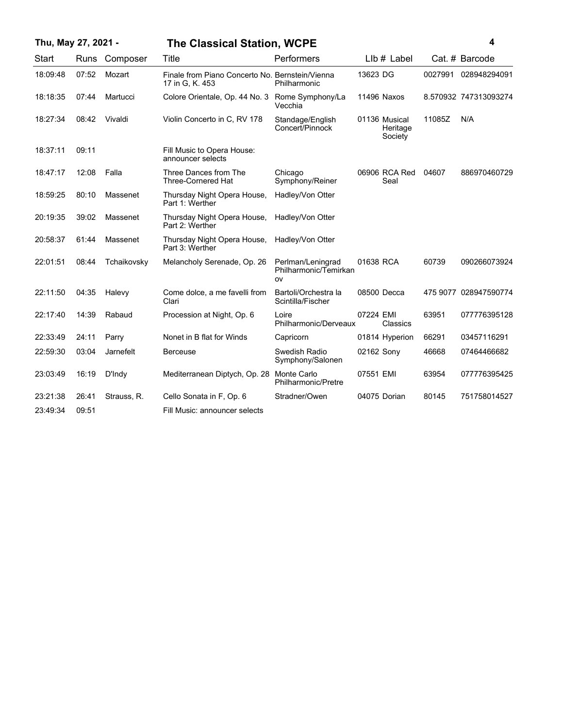**Thu, May 27, 2021 - The Classical Station, WCPE**

| Start | Runs | Composer | Title | Performers | Llb # | Label | Cat. # | Barcode |
|---|---|---|---|---|---|---|---|---|
| 18:09:48 | 07:52 | Mozart | Finale from Piano Concerto No. 17 in G, K. 453 | Bernstein/Vienna Philharmonic | 13623 | DG | 0027991 | 028948294091 |
| 18:18:35 | 07:44 | Martucci | Colore Orientale, Op. 44 No. 3 | Rome Symphony/La Vecchia | 11496 | Naxos | 8.570932 | 747313093274 |
| 18:27:34 | 08:42 | Vivaldi | Violin Concerto in C, RV 178 | Standage/English Concert/Pinnock | 01136 | Musical Heritage Society | 11085Z | N/A |
| 18:37:11 | 09:11 | | Fill Music to Opera House: announcer selects | | | | | |
| 18:47:17 | 12:08 | Falla | Three Dances from The Three-Cornered Hat | Chicago Symphony/Reiner | 06906 | RCA Red Seal | 04607 | 886970460729 |
| 18:59:25 | 80:10 | Massenet | Thursday Night Opera House, Part 1: Werther | Hadley/Von Otter | | | | |
| 20:19:35 | 39:02 | Massenet | Thursday Night Opera House, Part 2: Werther | Hadley/Von Otter | | | | |
| 20:58:37 | 61:44 | Massenet | Thursday Night Opera House, Part 3: Werther | Hadley/Von Otter | | | | |
| 22:01:51 | 08:44 | Tchaikovsky | Melancholy Serenade, Op. 26 | Perlman/Leningrad Philharmonic/Temirkanov | 01638 | RCA | 60739 | 090266073924 |
| 22:11:50 | 04:35 | Halevy | Come dolce, a me favelli from Clari | Bartoli/Orchestra la Scintilla/Fischer | 08500 | Decca | 475 9077 | 028947590774 |
| 22:17:40 | 14:39 | Rabaud | Procession at Night, Op. 6 | Loire Philharmonic/Derveaux | 07224 | EMI Classics | 63951 | 077776395128 |
| 22:33:49 | 24:11 | Parry | Nonet in B flat for Winds | Capricorn | 01814 | Hyperion | 66291 | 03457116291 |
| 22:59:30 | 03:04 | Jarnefelt | Berceuse | Swedish Radio Symphony/Salonen | 02162 | Sony | 46668 | 07464466682 |
| 23:03:49 | 16:19 | D'Indy | Mediterranean Diptych, Op. 28 | Monte Carlo Philharmonic/Pretre | 07551 | EMI | 63954 | 077776395425 |
| 23:21:38 | 26:41 | Strauss, R. | Cello Sonata in F, Op. 6 | Stradner/Owen | 04075 | Dorian | 80145 | 751758014527 |
| 23:49:34 | 09:51 | | Fill Music: announcer selects | | | | | |